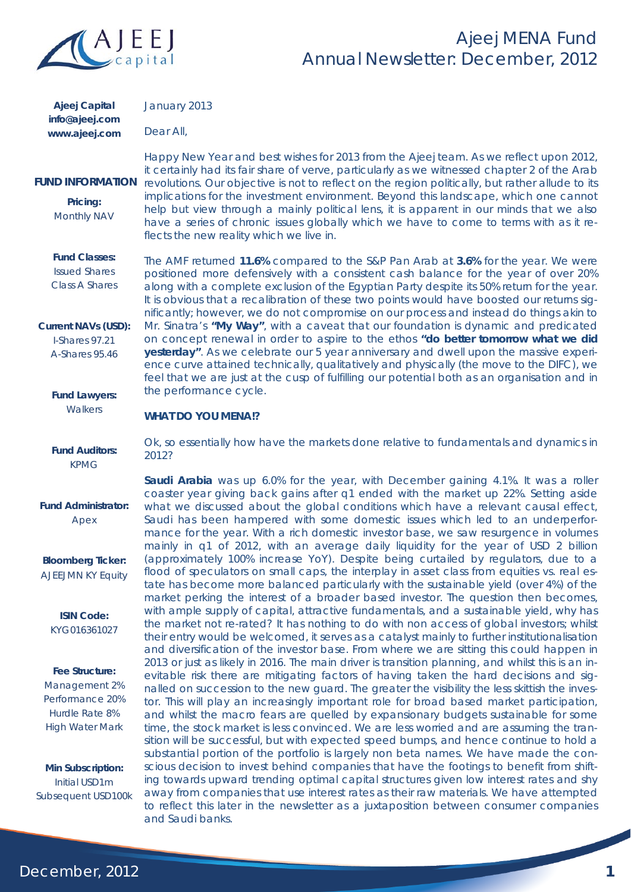# Ajeej MENA Fund
## Annual Newsletter: December, 2012

**Ajeej Capital**
**info@ajeej.com**
**www.ajeej.com**

**FUND INFORMATION**

**Pricing:**
Monthly NAV

**Fund Classes:**
Issued Shares
Class A Shares

**Current NAVs (USD):**
I-Shares 97.21
A-Shares 95.46

**Fund Lawyers:**
Walkers

**Fund Auditors:**
KPMG

**Fund Administrator:**
Apex

**Bloomberg Ticker:**
AJEEJMN KY Equity

**ISIN Code:**
KYG016361027

**Fee Structure:**
Management 2%
Performance 20%
Hurdle Rate 8%
High Water Mark

**Min Subscription:**
Initial USD1m
Subsequent USD100k

January 2013

Dear All,

Happy New Year and best wishes for 2013 from the Ajeej team. As we reflect upon 2012, it certainly had its fair share of verve, particularly as we witnessed chapter 2 of the Arab revolutions. Our objective is not to reflect on the region politically, but rather allude to its implications for the investment environment. Beyond this landscape, which one cannot help but view through a mainly political lens, it is apparent in our minds that we also have a series of chronic issues globally which we have to come to terms with as it reflects the new reality which we live in.

The AMF returned **11.6%** compared to the S&P Pan Arab at **3.6%** for the year. We were positioned more defensively with a consistent cash balance for the year of over 20% along with a complete exclusion of the Egyptian Party despite its 50% return for the year. It is obvious that a recalibration of these two points would have boosted our returns significantly; however, we do not compromise on our process and instead do things akin to Mr. Sinatra's **"My Way"**, with a caveat that our foundation is dynamic and predicated on concept renewal in order to aspire to the ethos **"do better tomorrow what we did yesterday"**. As we celebrate our 5 year anniversary and dwell upon the massive experience curve attained technically, qualitatively and physically (the move to the DIFC), we feel that we are just at the cusp of fulfilling our potential both as an organisation and in the performance cycle.

### WHAT DO YOU MENA!?

Ok, so essentially how have the markets done relative to fundamentals and dynamics in 2012?

**Saudi Arabia** was up 6.0% for the year, with December gaining 4.1%. It was a roller coaster year giving back gains after q1 ended with the market up 22%. Setting aside what we discussed about the global conditions which have a relevant causal effect, Saudi has been hampered with some domestic issues which led to an underperformance for the year. With a rich domestic investor base, we saw resurgence in volumes mainly in q1 of 2012, with an average daily liquidity for the year of USD 2 billion (approximately 100% increase YoY). Despite being curtailed by regulators, due to a flood of speculators on small caps, the interplay in asset class from equities vs. real estate has become more balanced particularly with the sustainable yield (over 4%) of the market perking the interest of a broader based investor. The question then becomes, with ample supply of capital, attractive fundamentals, and a sustainable yield, why has the market not re-rated? It has nothing to do with non access of global investors; whilst their entry would be welcomed, it serves as a catalyst mainly to further institutionalisation and diversification of the investor base. From where we are sitting this could happen in 2013 or just as likely in 2016. The main driver is transition planning, and whilst this is an inevitable risk there are mitigating factors of having taken the hard decisions and signalled on succession to the new guard. The greater the visibility the less skittish the investor. This will play an increasingly important role for broad based market participation, and whilst the macro fears are quelled by expansionary budgets sustainable for some time, the stock market is less convinced. We are less worried and are assuming the transition will be successful, but with expected speed bumps, and hence continue to hold a substantial portion of the portfolio is largely non beta names. We have made the conscious decision to invest behind companies that have the footings to benefit from shifting towards upward trending optimal capital structures given low interest rates and shy away from companies that use interest rates as their raw materials. We have attempted to reflect this later in the newsletter as a juxtaposition between consumer companies and Saudi banks.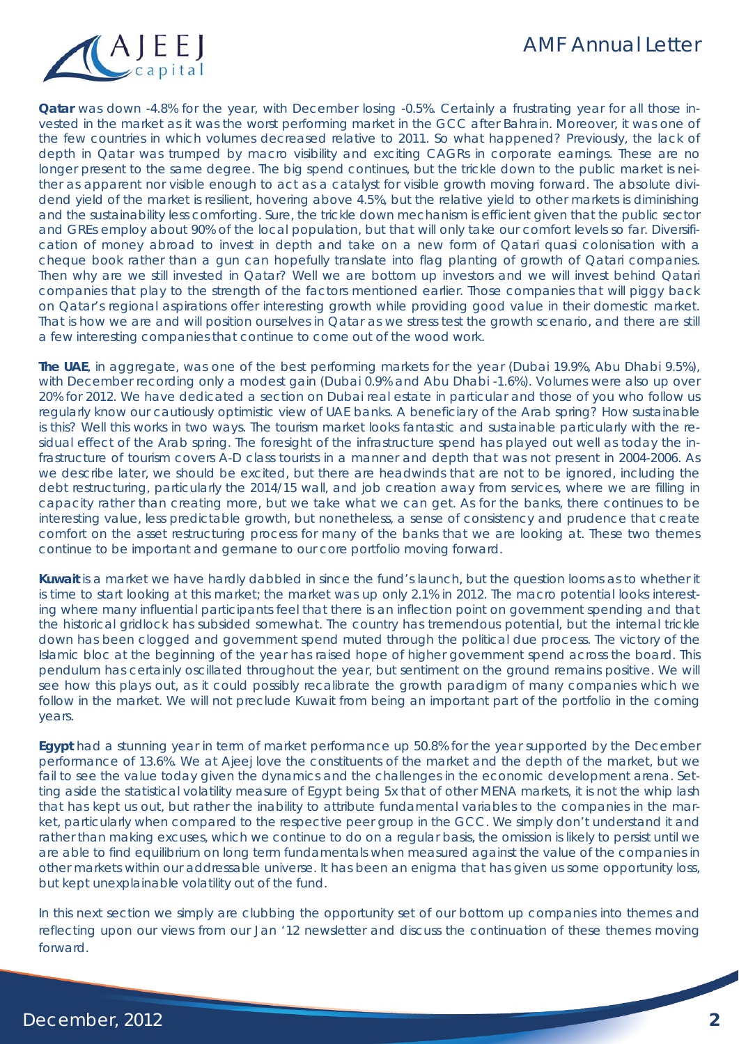**Qatar** was down -4.8% for the year, with December losing -0.5%. Certainly a frustrating year for all those invested in the market as it was the worst performing market in the GCC after Bahrain. Moreover, it was one of the few countries in which volumes decreased relative to 2011. So what happened? Previously, the lack of depth in Qatar was trumped by macro visibility and exciting CAGRs in corporate earnings. These are no longer present to the same degree. The big spend continues, but the trickle down to the public market is neither as apparent nor visible enough to act as a catalyst for visible growth moving forward. The absolute dividend yield of the market is resilient, hovering above 4.5%, but the relative yield to other markets is diminishing and the sustainability less comforting. Sure, the trickle down mechanism is efficient given that the public sector and GREs employ about 90% of the local population, but that will only take our comfort levels so far. Diversification of money abroad to invest in depth and take on a new form of Qatari quasi colonisation with a cheque book rather than a gun can hopefully translate into flag planting of growth of Qatari companies. Then why are we still invested in Qatar? Well we are bottom up investors and we will invest behind Qatari companies that play to the strength of the factors mentioned earlier. Those companies that will piggy back on Qatar's regional aspirations offer interesting growth while providing good value in their domestic market. That is how we are and will position ourselves in Qatar as we stress test the growth scenario, and there are still a few interesting companies that continue to come out of the wood work.

**The UAE**, in aggregate, was one of the best performing markets for the year (Dubai 19.9%, Abu Dhabi 9.5%), with December recording only a modest gain (Dubai 0.9% and Abu Dhabi -1.6%). Volumes were also up over 20% for 2012. We have dedicated a section on Dubai real estate in particular and those of you who follow us regularly know our cautiously optimistic view of UAE banks. A beneficiary of the Arab spring? How sustainable is this? Well this works in two ways. The tourism market looks fantastic and sustainable particularly with the residual effect of the Arab spring. The foresight of the infrastructure spend has played out well as today the infrastructure of tourism covers A-D class tourists in a manner and depth that was not present in 2004-2006. As we describe later, we should be excited, but there are headwinds that are not to be ignored, including the debt restructuring, particularly the 2014/15 wall, and job creation away from services, where we are filling in capacity rather than creating more, but we take what we can get. As for the banks, there continues to be interesting value, less predictable growth, but nonetheless, a sense of consistency and prudence that create comfort on the asset restructuring process for many of the banks that we are looking at. These two themes continue to be important and germane to our core portfolio moving forward.

**Kuwait** is a market we have hardly dabbled in since the fund's launch, but the question looms as to whether it is time to start looking at this market; the market was up only 2.1% in 2012. The macro potential looks interesting where many influential participants feel that there is an inflection point on government spending and that the historical gridlock has subsided somewhat. The country has tremendous potential, but the internal trickle down has been clogged and government spend muted through the political due process. The victory of the Islamic bloc at the beginning of the year has raised hope of higher government spend across the board. This pendulum has certainly oscillated throughout the year, but sentiment on the ground remains positive. We will see how this plays out, as it could possibly recalibrate the growth paradigm of many companies which we follow in the market. We will not preclude Kuwait from being an important part of the portfolio in the coming years.

**Egypt** had a stunning year in term of market performance up 50.8% for the year supported by the December performance of 13.6%. We at Ajeej love the constituents of the market and the depth of the market, but we fail to see the value today given the dynamics and the challenges in the economic development arena. Setting aside the statistical volatility measure of Egypt being 5x that of other MENA markets, it is not the whip lash that has kept us out, but rather the inability to attribute fundamental variables to the companies in the market, particularly when compared to the respective peer group in the GCC. We simply don't understand it and rather than making excuses, which we continue to do on a regular basis, the omission is likely to persist until we are able to find equilibrium on long term fundamentals when measured against the value of the companies in other markets within our addressable universe. It has been an enigma that has given us some opportunity loss, but kept unexplainable volatility out of the fund.

In this next section we simply are clubbing the opportunity set of our bottom up companies into themes and reflecting upon our views from our Jan '12 newsletter and discuss the continuation of these themes moving forward.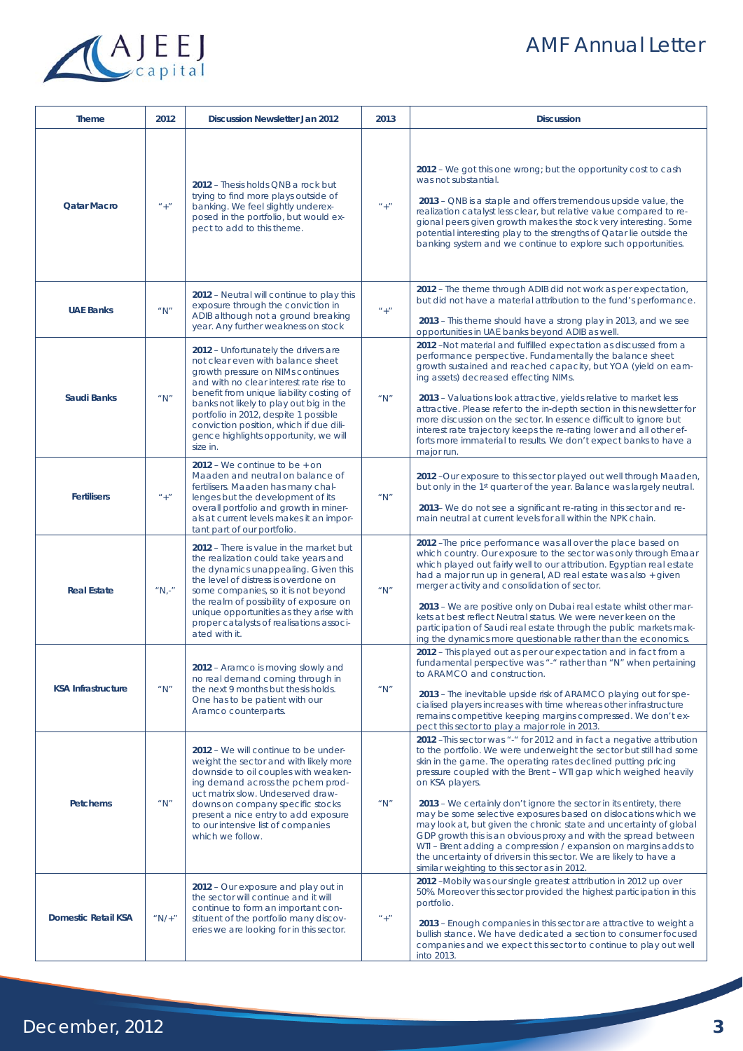| Theme | 2012 | Discussion Newsletter Jan 2012 | 2013 | Discussion |
|---|---|---|---|---|
| Qatar Macro | "+" | **2012** – Thesis holds QNB a rock but trying to find more plays outside of banking. We feel slightly underexposed in the portfolio, but would expect to add to this theme. | "+" | **2012** – We got this one wrong; but the opportunity cost to cash was not substantial. **2013** – QNB is a staple and offers tremendous upside value, the realization catalyst less clear, but relative value compared to regional peers given growth makes the stock very interesting. Some potential interesting play to the strengths of Qatar lie outside the banking system and we continue to explore such opportunities. |
| UAE Banks | "N" | **2012** – Neutral will continue to play this exposure through the conviction in ADIB although not a ground breaking year. Any further weakness on stock | "+" | **2012** – The theme through ADIB did not work as per expectation, but did not have a material attribution to the fund's performance. **2013** – This theme should have a strong play in 2013, and we see opportunities in UAE banks beyond ADIB as well. |
| Saudi Banks | "N" | **2012** – Unfortunately the drivers are not clear even with balance sheet growth pressure on NIMs continues and with no clear interest rate rise to benefit from unique liability costing of banks not likely to play out big in the portfolio in 2012, despite 1 possible conviction position, which if due diligence highlights opportunity, we will size in. | "N" | **2012** –Not material and fulfilled expectation as discussed from a performance perspective. Fundamentally the balance sheet growth sustained and reached capacity, but YOA (yield on earning assets) decreased effecting NIMs. **2013** – Valuations look attractive, yields relative to market less attractive. Please refer to the in-depth section in this newsletter for more discussion on the sector. In essence difficult to ignore but interest rate trajectory keeps the re-rating lower and all other efforts more immaterial to results. We don't expect banks to have a major run. |
| Fertilisers | "+" | **2012** – We continue to be + on Maaden and neutral on balance of fertilisers. Maaden has many challenges but the development of its overall portfolio and growth in minerals at current levels makes it an important part of our portfolio. | "N" | **2012** –Our exposure to this sector played out well through Maaden, but only in the 1st quarter of the year. Balance was largely neutral. **2013**– We do not see a significant re-rating in this sector and remain neutral at current levels for all within the NPK chain. |
| Real Estate | "N,-" | **2012** – There is value in the market but the realization could take years and the dynamics unappealing. Given this the level of distress is overdone on some companies, so it is not beyond the realm of possibility of exposure on unique opportunities as they arise with proper catalysts of realisations associated with it. | "N" | **2012** –The price performance was all over the place based on which country. Our exposure to the sector was only through Emaar which played out fairly well to our attribution. Egyptian real estate had a major run up in general, AD real estate was also + given merger activity and consolidation of sector. **2013** – We are positive only on Dubai real estate whilst other markets at best reflect Neutral status. We were never keen on the participation of Saudi real estate through the public markets making the dynamics more questionable rather than the economics. |
| KSA Infrastructure | "N" | **2012** – Aramco is moving slowly and no real demand coming through in the next 9 months but thesis holds. One has to be patient with our Aramco counterparts. | "N" | **2012** – This played out as per our expectation and in fact from a fundamental perspective was "-" rather than "N" when pertaining to ARAMCO and construction. **2013** – The inevitable upside risk of ARAMCO playing out for specialised players increases with time whereas other infrastructure remains competitive keeping margins compressed. We don't expect this sector to play a major role in 2013. |
| Petchems | "N" | **2012** – We will continue to be underweight the sector and with likely more downside to oil couples with weakening demand across the pchem product matrix slow. Undeserved draw-downs on company specific stocks present a nice entry to add exposure to our intensive list of companies which we follow. | "N" | **2012** –This sector was "-" for 2012 and in fact a negative attribution to the portfolio. We were underweight the sector but still had some skin in the game. The operating rates declined putting pricing pressure coupled with the Brent – WTI gap which weighed heavily on KSA players. **2013** – We certainly don't ignore the sector in its entirety, there may be some selective exposures based on dislocations which we may look at, but given the chronic state and uncertainty of global GDP growth this is an obvious proxy and with the spread between WTI – Brent adding a compression / expansion on margins adds to the uncertainty of drivers in this sector. We are likely to have a similar weighting to this sector as in 2012. |
| Domestic Retail KSA | "N/+" | **2012** – Our exposure and play out in the sector will continue and it will continue to form an important constituent of the portfolio many discoveries we are looking for in this sector. | "+" | **2012** –Mobily was our single greatest attribution in 2012 up over 50%. Moreover this sector provided the highest participation in this portfolio. **2013** – Enough companies in this sector are attractive to weight a bullish stance. We have dedicated a section to consumer focused companies and we expect this sector to continue to play out well into 2013. |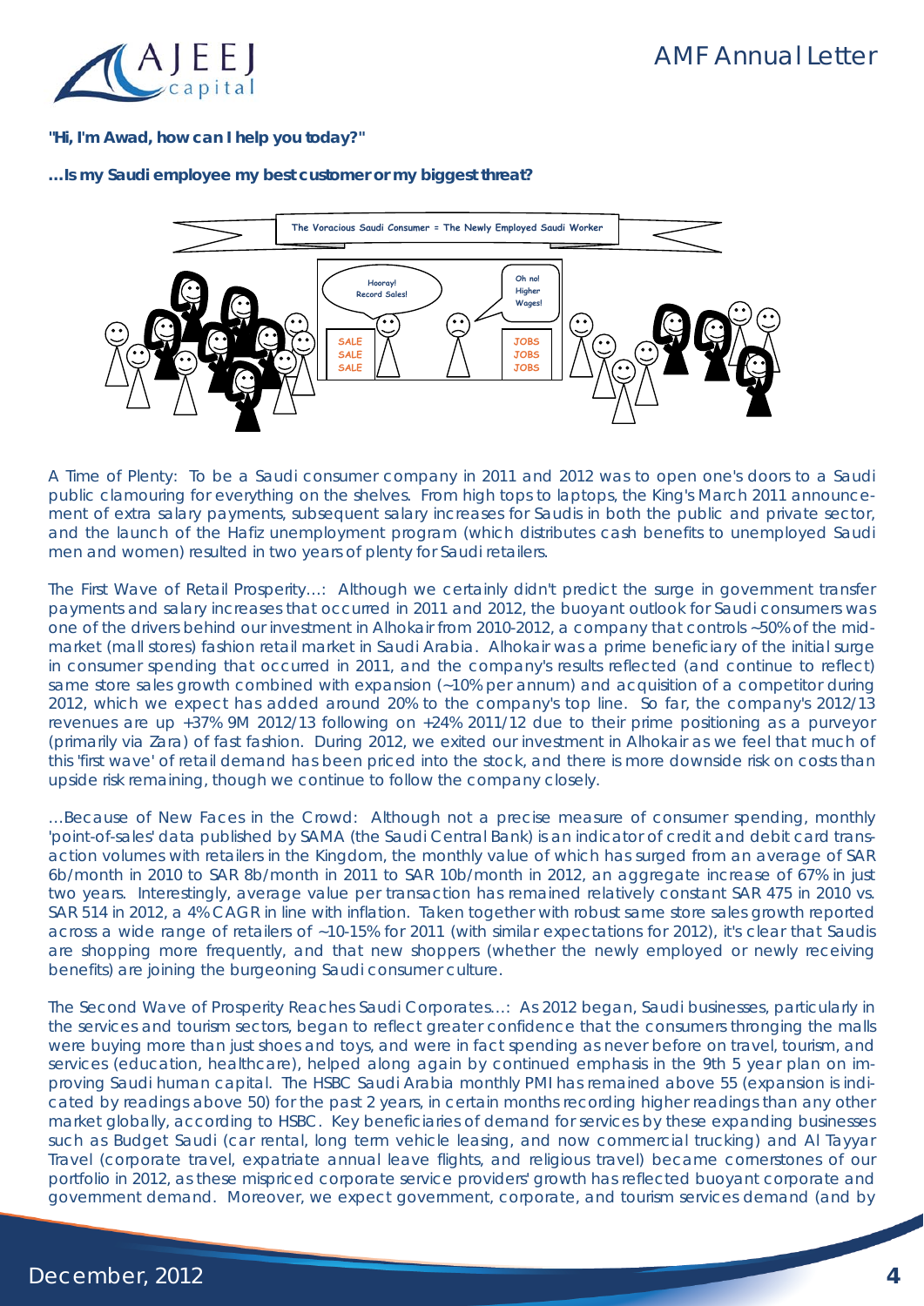**"Hi, I'm Awad, how can I help you today?"**

**…Is my Saudi employee my best customer or my biggest threat?**

A Time of Plenty: To be a Saudi consumer company in 2011 and 2012 was to open one's doors to a Saudi public clamouring for everything on the shelves. From high tops to laptops, the King's March 2011 announcement of extra salary payments, subsequent salary increases for Saudis in both the public and private sector, and the launch of the Hafiz unemployment program (which distributes cash benefits to unemployed Saudi men and women) resulted in two years of plenty for Saudi retailers.

The First Wave of Retail Prosperity…: Although we certainly didn't predict the surge in government transfer payments and salary increases that occurred in 2011 and 2012, the buoyant outlook for Saudi consumers was one of the drivers behind our investment in Alhokair from 2010-2012, a company that controls ~50% of the mid-market (mall stores) fashion retail market in Saudi Arabia. Alhokair was a prime beneficiary of the initial surge in consumer spending that occurred in 2011, and the company's results reflected (and continue to reflect) same store sales growth combined with expansion (~10% per annum) and acquisition of a competitor during 2012, which we expect has added around 20% to the company's top line. So far, the company's 2012/13 revenues are up +37% 9M 2012/13 following on +24% 2011/12 due to their prime positioning as a purveyor (primarily via Zara) of fast fashion. During 2012, we exited our investment in Alhokair as we feel that much of this 'first wave' of retail demand has been priced into the stock, and there is more downside risk on costs than upside risk remaining, though we continue to follow the company closely.

…Because of New Faces in the Crowd: Although not a precise measure of consumer spending, monthly 'point-of-sales' data published by SAMA (the Saudi Central Bank) is an indicator of credit and debit card transaction volumes with retailers in the Kingdom, the monthly value of which has surged from an average of SAR 6b/month in 2010 to SAR 8b/month in 2011 to SAR 10b/month in 2012, an aggregate increase of 67% in just two years. Interestingly, average value per transaction has remained relatively constant SAR 475 in 2010 vs. SAR 514 in 2012, a 4% CAGR in line with inflation. Taken together with robust same store sales growth reported across a wide range of retailers of ~10-15% for 2011 (with similar expectations for 2012), it's clear that Saudis are shopping more frequently, and that new shoppers (whether the newly employed or newly receiving benefits) are joining the burgeoning Saudi consumer culture.

The Second Wave of Prosperity Reaches Saudi Corporates…: As 2012 began, Saudi businesses, particularly in the services and tourism sectors, began to reflect greater confidence that the consumers thronging the malls were buying more than just shoes and toys, and were in fact spending as never before on travel, tourism, and services (education, healthcare), helped along again by continued emphasis in the 9th 5 year plan on improving Saudi human capital. The HSBC Saudi Arabia monthly PMI has remained above 55 (expansion is indicated by readings above 50) for the past 2 years, in certain months recording higher readings than any other market globally, according to HSBC. Key beneficiaries of demand for services by these expanding businesses such as Budget Saudi (car rental, long term vehicle leasing, and now commercial trucking) and Al Tayyar Travel (corporate travel, expatriate annual leave flights, and religious travel) became cornerstones of our portfolio in 2012, as these mispriced corporate service providers' growth has reflected buoyant corporate and government demand. Moreover, we expect government, corporate, and tourism services demand (and by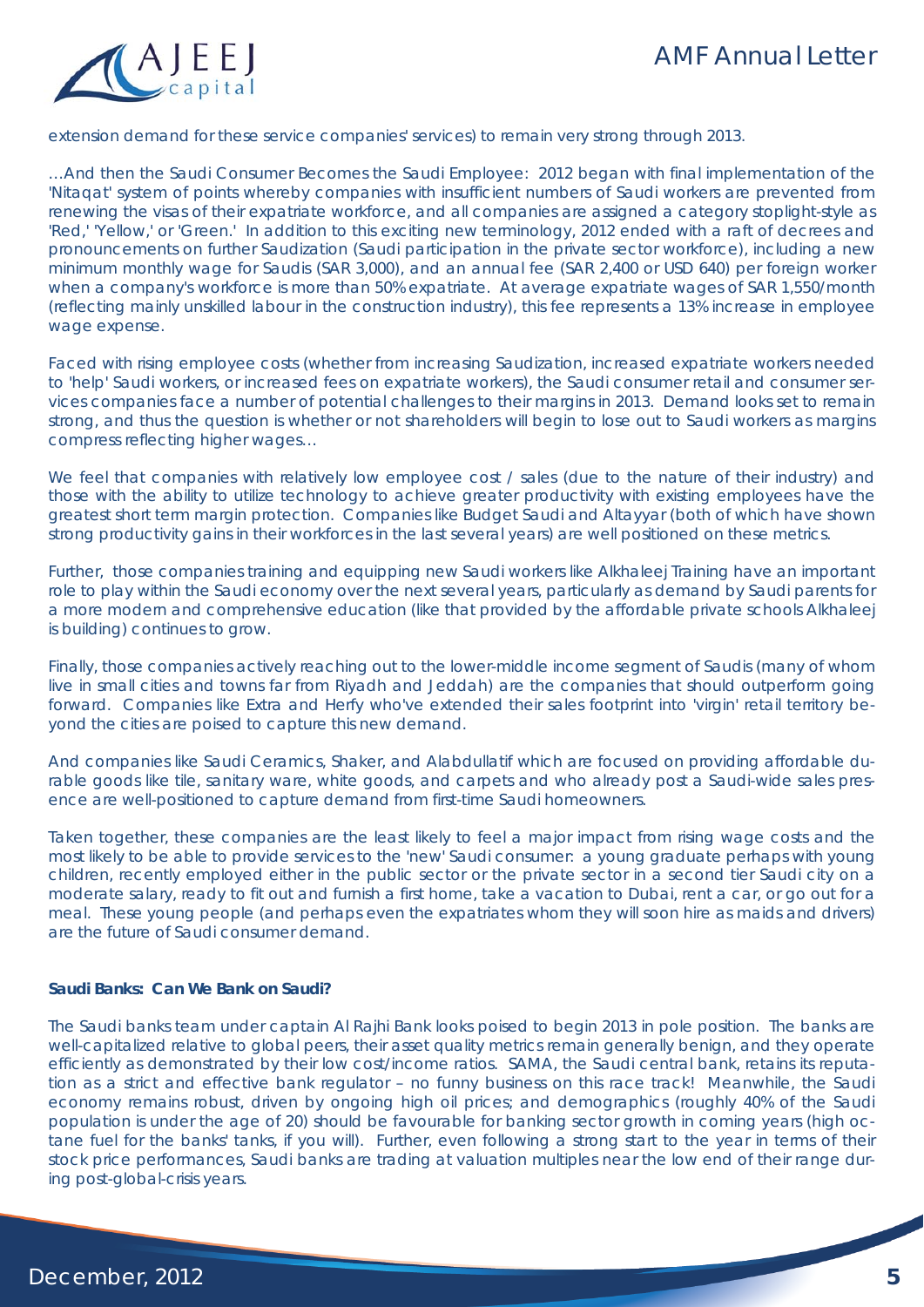extension demand for these service companies' services) to remain very strong through 2013.

...And then the Saudi Consumer Becomes the Saudi Employee: 2012 began with final implementation of the 'Nitaqat' system of points whereby companies with insufficient numbers of Saudi workers are prevented from renewing the visas of their expatriate workforce, and all companies are assigned a category stoplight-style as 'Red,' 'Yellow,' or 'Green.' In addition to this exciting new terminology, 2012 ended with a raft of decrees and pronouncements on further Saudization (Saudi participation in the private sector workforce), including a new minimum monthly wage for Saudis (SAR 3,000), and an annual fee (SAR 2,400 or USD 640) per foreign worker when a company's workforce is more than 50% expatriate. At average expatriate wages of SAR 1,550/month (reflecting mainly unskilled labour in the construction industry), this fee represents a 13% increase in employee wage expense.

Faced with rising employee costs (whether from increasing Saudization, increased expatriate workers needed to 'help' Saudi workers, or increased fees on expatriate workers), the Saudi consumer retail and consumer services companies face a number of potential challenges to their margins in 2013. Demand looks set to remain strong, and thus the question is whether or not shareholders will begin to lose out to Saudi workers as margins compress reflecting higher wages...

We feel that companies with relatively low employee cost / sales (due to the nature of their industry) and those with the ability to utilize technology to achieve greater productivity with existing employees have the greatest short term margin protection. Companies like Budget Saudi and Altayyar (both of which have shown strong productivity gains in their workforces in the last several years) are well positioned on these metrics.

Further, those companies training and equipping new Saudi workers like Alkhaleej Training have an important role to play within the Saudi economy over the next several years, particularly as demand by Saudi parents for a more modern and comprehensive education (like that provided by the affordable private schools Alkhaleej is building) continues to grow.

Finally, those companies actively reaching out to the lower-middle income segment of Saudis (many of whom live in small cities and towns far from Riyadh and Jeddah) are the companies that should outperform going forward. Companies like Extra and Herfy who've extended their sales footprint into 'virgin' retail territory beyond the cities are poised to capture this new demand.

And companies like Saudi Ceramics, Shaker, and Alabdullatif which are focused on providing affordable durable goods like tile, sanitary ware, white goods, and carpets and who already post a Saudi-wide sales presence are well-positioned to capture demand from first-time Saudi homeowners.

Taken together, these companies are the least likely to feel a major impact from rising wage costs and the most likely to be able to provide services to the 'new' Saudi consumer: a young graduate perhaps with young children, recently employed either in the public sector or the private sector in a second tier Saudi city on a moderate salary, ready to fit out and furnish a first home, take a vacation to Dubai, rent a car, or go out for a meal. These young people (and perhaps even the expatriates whom they will soon hire as maids and drivers) are the future of Saudi consumer demand.

**Saudi Banks: Can We Bank on Saudi?**

The Saudi banks team under captain Al Rajhi Bank looks poised to begin 2013 in pole position. The banks are well-capitalized relative to global peers, their asset quality metrics remain generally benign, and they operate efficiently as demonstrated by their low cost/income ratios. SAMA, the Saudi central bank, retains its reputation as a strict and effective bank regulator – no funny business on this race track! Meanwhile, the Saudi economy remains robust, driven by ongoing high oil prices; and demographics (roughly 40% of the Saudi population is under the age of 20) should be favourable for banking sector growth in coming years (high octane fuel for the banks' tanks, if you will). Further, even following a strong start to the year in terms of their stock price performances, Saudi banks are trading at valuation multiples near the low end of their range during post-global-crisis years.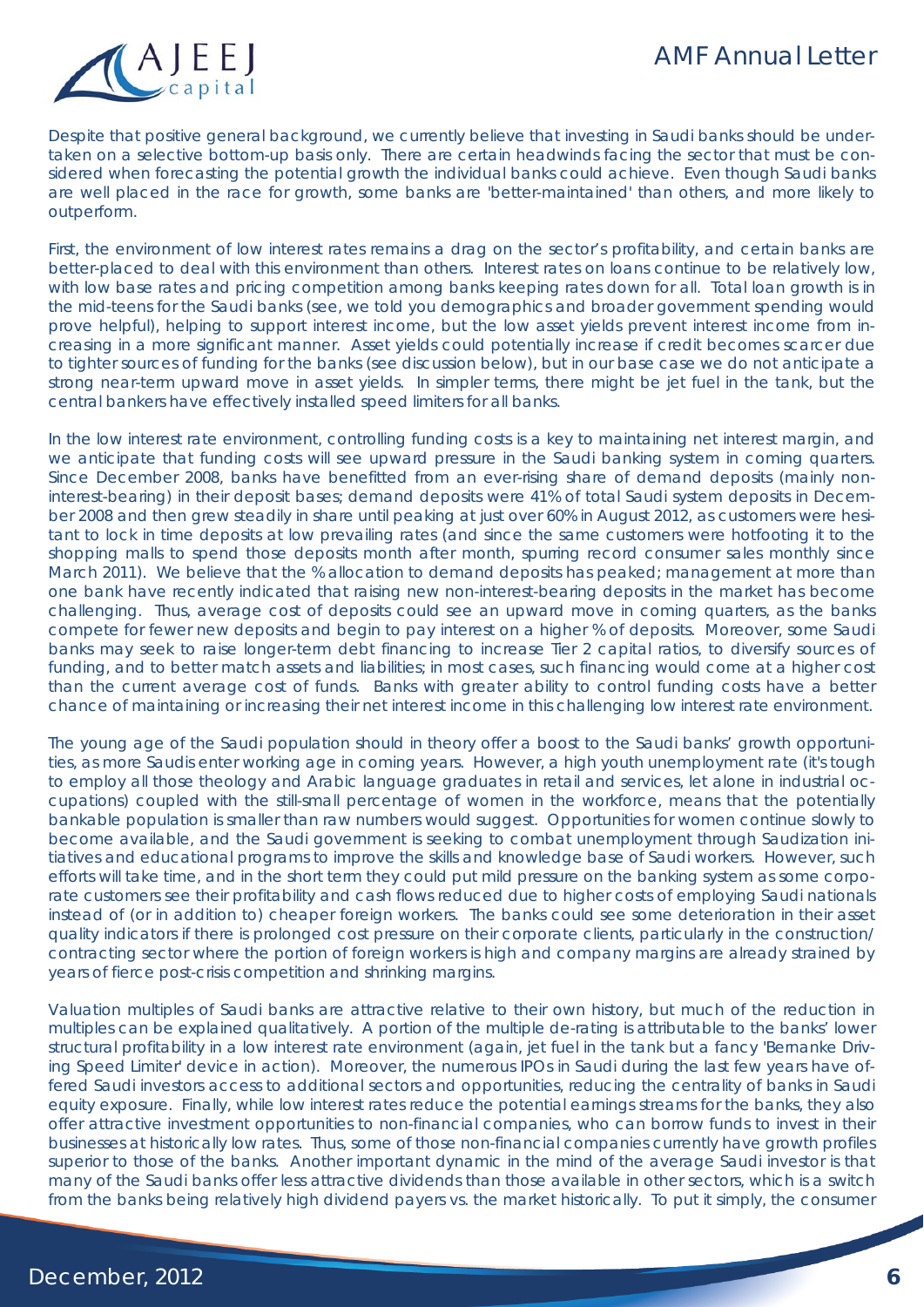Despite that positive general background, we currently believe that investing in Saudi banks should be undertaken on a selective bottom-up basis only. There are certain headwinds facing the sector that must be considered when forecasting the potential growth the individual banks could achieve. Even though Saudi banks are well placed in the race for growth, some banks are 'better-maintained' than others, and more likely to outperform.

First, the environment of low interest rates remains a drag on the sector's profitability, and certain banks are better-placed to deal with this environment than others. Interest rates on loans continue to be relatively low, with low base rates and pricing competition among banks keeping rates down for all. Total loan growth is in the mid-teens for the Saudi banks (see, we told you demographics and broader government spending would prove helpful), helping to support interest income, but the low asset yields prevent interest income from increasing in a more significant manner. Asset yields could potentially increase if credit becomes scarcer due to tighter sources of funding for the banks (see discussion below), but in our base case we do not anticipate a strong near-term upward move in asset yields. In simpler terms, there might be jet fuel in the tank, but the central bankers have effectively installed speed limiters for all banks.

In the low interest rate environment, controlling funding costs is a key to maintaining net interest margin, and we anticipate that funding costs will see upward pressure in the Saudi banking system in coming quarters. Since December 2008, banks have benefitted from an ever-rising share of demand deposits (mainly non-interest-bearing) in their deposit bases; demand deposits were 41% of total Saudi system deposits in December 2008 and then grew steadily in share until peaking at just over 60% in August 2012, as customers were hesitant to lock in time deposits at low prevailing rates (and since the same customers were hotfooting it to the shopping malls to spend those deposits month after month, spurring record consumer sales monthly since March 2011). We believe that the % allocation to demand deposits has peaked; management at more than one bank have recently indicated that raising new non-interest-bearing deposits in the market has become challenging. Thus, average cost of deposits could see an upward move in coming quarters, as the banks compete for fewer new deposits and begin to pay interest on a higher % of deposits. Moreover, some Saudi banks may seek to raise longer-term debt financing to increase Tier 2 capital ratios, to diversify sources of funding, and to better match assets and liabilities; in most cases, such financing would come at a higher cost than the current average cost of funds. Banks with greater ability to control funding costs have a better chance of maintaining or increasing their net interest income in this challenging low interest rate environment.

The young age of the Saudi population should in theory offer a boost to the Saudi banks' growth opportunities, as more Saudis enter working age in coming years. However, a high youth unemployment rate (it's tough to employ all those theology and Arabic language graduates in retail and services, let alone in industrial occupations) coupled with the still-small percentage of women in the workforce, means that the potentially bankable population is smaller than raw numbers would suggest. Opportunities for women continue slowly to become available, and the Saudi government is seeking to combat unemployment through Saudization initiatives and educational programs to improve the skills and knowledge base of Saudi workers. However, such efforts will take time, and in the short term they could put mild pressure on the banking system as some corporate customers see their profitability and cash flows reduced due to higher costs of employing Saudi nationals instead of (or in addition to) cheaper foreign workers. The banks could see some deterioration in their asset quality indicators if there is prolonged cost pressure on their corporate clients, particularly in the construction/contracting sector where the portion of foreign workers is high and company margins are already strained by years of fierce post-crisis competition and shrinking margins.

Valuation multiples of Saudi banks are attractive relative to their own history, but much of the reduction in multiples can be explained qualitatively. A portion of the multiple de-rating is attributable to the banks' lower structural profitability in a low interest rate environment (again, jet fuel in the tank but a fancy 'Bernanke Driving Speed Limiter' device in action). Moreover, the numerous IPOs in Saudi during the last few years have offered Saudi investors access to additional sectors and opportunities, reducing the centrality of banks in Saudi equity exposure. Finally, while low interest rates reduce the potential earnings streams for the banks, they also offer attractive investment opportunities to non-financial companies, who can borrow funds to invest in their businesses at historically low rates. Thus, some of those non-financial companies currently have growth profiles superior to those of the banks. Another important dynamic in the mind of the average Saudi investor is that many of the Saudi banks offer less attractive dividends than those available in other sectors, which is a switch from the banks being relatively high dividend payers vs. the market historically. To put it simply, the consumer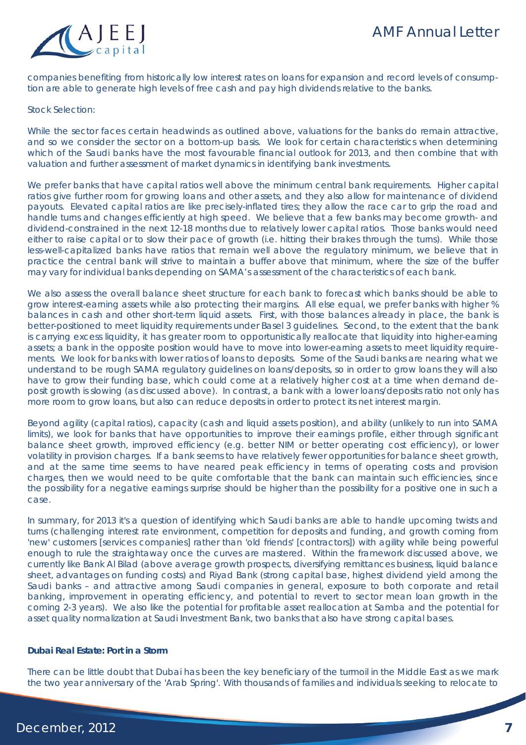companies benefiting from historically low interest rates on loans for expansion and record levels of consumption are able to generate high levels of free cash and pay high dividends relative to the banks.

Stock Selection:

While the sector faces certain headwinds as outlined above, valuations for the banks do remain attractive, and so we consider the sector on a bottom-up basis. We look for certain characteristics when determining which of the Saudi banks have the most favourable financial outlook for 2013, and then combine that with valuation and further assessment of market dynamics in identifying bank investments.

We prefer banks that have capital ratios well above the minimum central bank requirements. Higher capital ratios give further room for growing loans and other assets, and they also allow for maintenance of dividend payouts. Elevated capital ratios are like precisely-inflated tires; they allow the race car to grip the road and handle turns and changes efficiently at high speed. We believe that a few banks may become growth- and dividend-constrained in the next 12-18 months due to relatively lower capital ratios. Those banks would need either to raise capital or to slow their pace of growth (i.e. hitting their brakes through the turns). While those less-well-capitalized banks have ratios that remain well above the regulatory minimum, we believe that in practice the central bank will strive to maintain a buffer above that minimum, where the size of the buffer may vary for individual banks depending on SAMA's assessment of the characteristics of each bank.

We also assess the overall balance sheet structure for each bank to forecast which banks should be able to grow interest-earning assets while also protecting their margins. All else equal, we prefer banks with higher % balances in cash and other short-term liquid assets. First, with those balances already in place, the bank is better-positioned to meet liquidity requirements under Basel 3 guidelines. Second, to the extent that the bank is carrying excess liquidity, it has greater room to opportunistically reallocate that liquidity into higher-earning assets; a bank in the opposite position would have to move into lower-earning assets to meet liquidity requirements. We look for banks with lower ratios of loans to deposits. Some of the Saudi banks are nearing what we understand to be rough SAMA regulatory guidelines on loans/deposits, so in order to grow loans they will also have to grow their funding base, which could come at a relatively higher cost at a time when demand deposit growth is slowing (as discussed above). In contrast, a bank with a lower loans/deposits ratio not only has more room to grow loans, but also can reduce deposits in order to protect its net interest margin.

Beyond agility (capital ratios), capacity (cash and liquid assets position), and ability (unlikely to run into SAMA limits), we look for banks that have opportunities to improve their earnings profile, either through significant balance sheet growth, improved efficiency (e.g. better NIM or better operating cost efficiency), or lower volatility in provision charges. If a bank seems to have relatively fewer opportunities for balance sheet growth, and at the same time seems to have neared peak efficiency in terms of operating costs and provision charges, then we would need to be quite comfortable that the bank can maintain such efficiencies, since the possibility for a negative earnings surprise should be higher than the possibility for a positive one in such a case.

In summary, for 2013 it's a question of identifying which Saudi banks are able to handle upcoming twists and turns (challenging interest rate environment, competition for deposits and funding, and growth coming from 'new' customers [services companies] rather than 'old friends' [contractors]) with agility while being powerful enough to rule the straightaway once the curves are mastered. Within the framework discussed above, we currently like Bank Al Bilad (above average growth prospects, diversifying remittances business, liquid balance sheet, advantages on funding costs) and Riyad Bank (strong capital base, highest dividend yield among the Saudi banks – and attractive among Saudi companies in general, exposure to both corporate and retail banking, improvement in operating efficiency, and potential to revert to sector mean loan growth in the coming 2-3 years). We also like the potential for profitable asset reallocation at Samba and the potential for asset quality normalization at Saudi Investment Bank, two banks that also have strong capital bases.

**Dubai Real Estate: Port in a Storm**

There can be little doubt that Dubai has been the key beneficiary of the turmoil in the Middle East as we mark the two year anniversary of the 'Arab Spring'. With thousands of families and individuals seeking to relocate to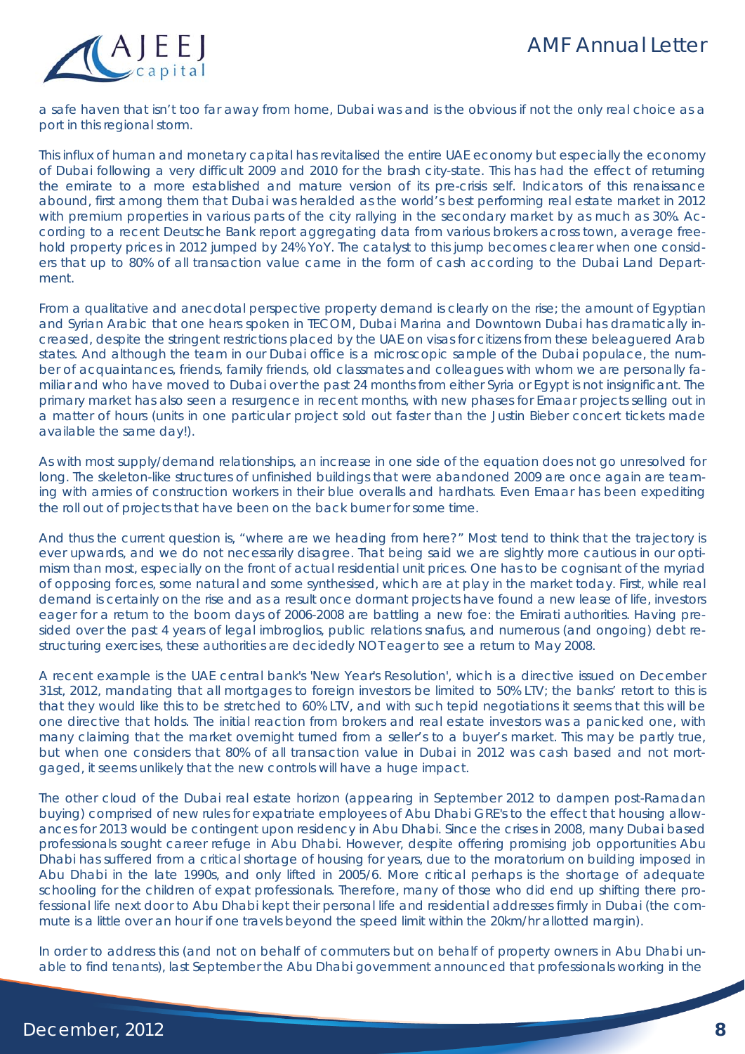a safe haven that isn't too far away from home, Dubai was and is the obvious if not the only real choice as a port in this regional storm.

This influx of human and monetary capital has revitalised the entire UAE economy but especially the economy of Dubai following a very difficult 2009 and 2010 for the brash city-state. This has had the effect of returning the emirate to a more established and mature version of its pre-crisis self. Indicators of this renaissance abound, first among them that Dubai was heralded as the world's best performing real estate market in 2012 with premium properties in various parts of the city rallying in the secondary market by as much as 30%. According to a recent Deutsche Bank report aggregating data from various brokers across town, average freehold property prices in 2012 jumped by 24% YoY. The catalyst to this jump becomes clearer when one considers that up to 80% of all transaction value came in the form of cash according to the Dubai Land Department.

From a qualitative and anecdotal perspective property demand is clearly on the rise; the amount of Egyptian and Syrian Arabic that one hears spoken in TECOM, Dubai Marina and Downtown Dubai has dramatically increased, despite the stringent restrictions placed by the UAE on visas for citizens from these beleaguered Arab states. And although the team in our Dubai office is a microscopic sample of the Dubai populace, the number of acquaintances, friends, family friends, old classmates and colleagues with whom we are personally familiar and who have moved to Dubai over the past 24 months from either Syria or Egypt is not insignificant. The primary market has also seen a resurgence in recent months, with new phases for Emaar projects selling out in a matter of hours (units in one particular project sold out faster than the Justin Bieber concert tickets made available the same day!).

As with most supply/demand relationships, an increase in one side of the equation does not go unresolved for long. The skeleton-like structures of unfinished buildings that were abandoned 2009 are once again are teaming with armies of construction workers in their blue overalls and hardhats. Even Emaar has been expediting the roll out of projects that have been on the back burner for some time.

And thus the current question is, "where are we heading from here?" Most tend to think that the trajectory is ever upwards, and we do not necessarily disagree. That being said we are slightly more cautious in our optimism than most, especially on the front of actual residential unit prices. One has to be cognisant of the myriad of opposing forces, some natural and some synthesised, which are at play in the market today. First, while real demand is certainly on the rise and as a result once dormant projects have found a new lease of life, investors eager for a return to the boom days of 2006-2008 are battling a new foe: the Emirati authorities. Having presided over the past 4 years of legal imbroglios, public relations snafus, and numerous (and ongoing) debt restructuring exercises, these authorities are decidedly NOT eager to see a return to May 2008.

A recent example is the UAE central bank's 'New Year's Resolution', which is a directive issued on December 31st, 2012, mandating that all mortgages to foreign investors be limited to 50% LTV; the banks' retort to this is that they would like this to be stretched to 60% LTV, and with such tepid negotiations it seems that this will be one directive that holds. The initial reaction from brokers and real estate investors was a panicked one, with many claiming that the market overnight turned from a seller's to a buyer's market. This may be partly true, but when one considers that 80% of all transaction value in Dubai in 2012 was cash based and not mortgaged, it seems unlikely that the new controls will have a huge impact.

The other cloud of the Dubai real estate horizon (appearing in September 2012 to dampen post-Ramadan buying) comprised of new rules for expatriate employees of Abu Dhabi GRE's to the effect that housing allowances for 2013 would be contingent upon residency in Abu Dhabi. Since the crises in 2008, many Dubai based professionals sought career refuge in Abu Dhabi. However, despite offering promising job opportunities Abu Dhabi has suffered from a critical shortage of housing for years, due to the moratorium on building imposed in Abu Dhabi in the late 1990s, and only lifted in 2005/6. More critical perhaps is the shortage of adequate schooling for the children of expat professionals. Therefore, many of those who did end up shifting there professional life next door to Abu Dhabi kept their personal life and residential addresses firmly in Dubai (the commute is a little over an hour if one travels beyond the speed limit within the 20km/hr allotted margin).

In order to address this (and not on behalf of commuters but on behalf of property owners in Abu Dhabi unable to find tenants), last September the Abu Dhabi government announced that professionals working in the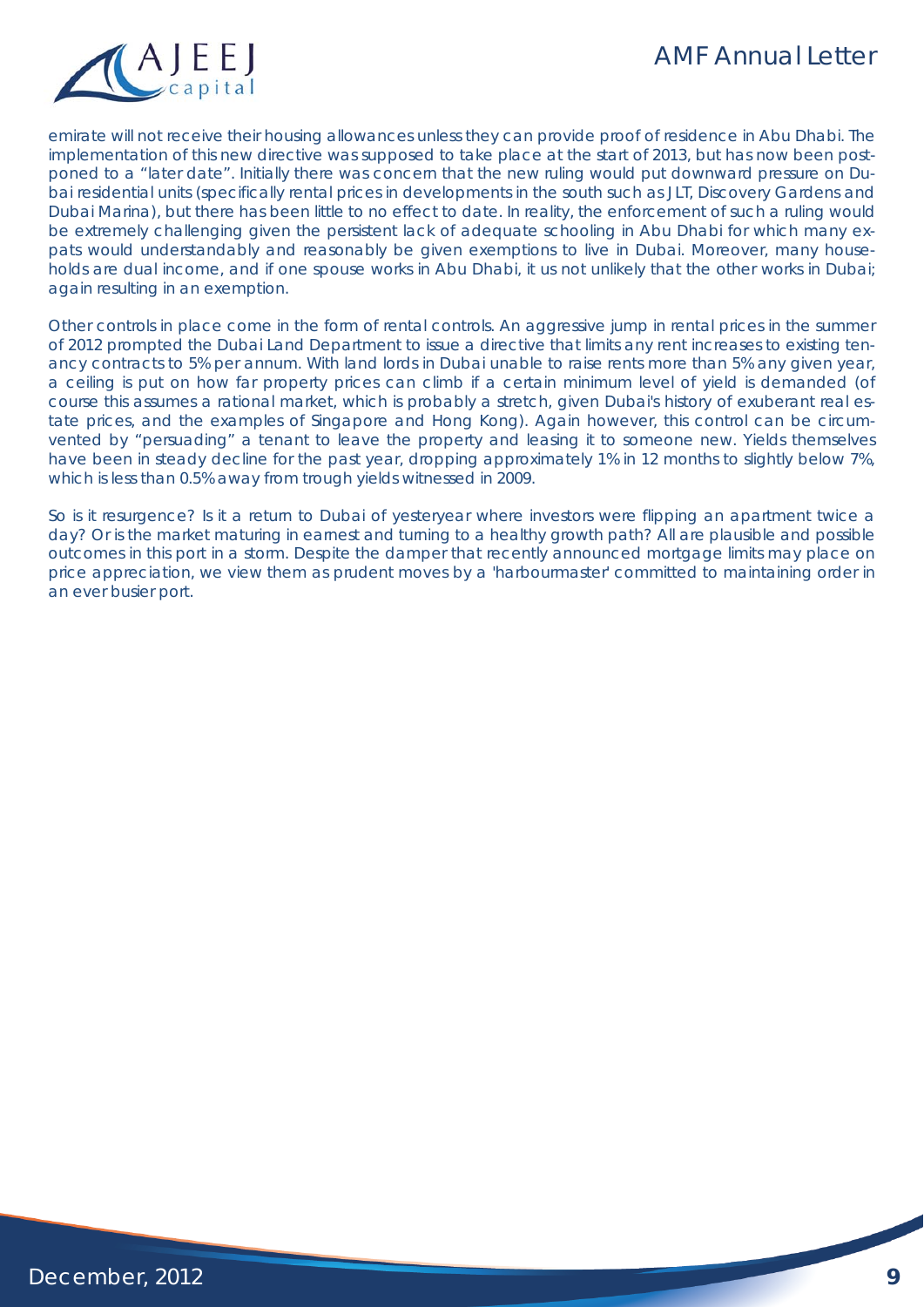emirate will not receive their housing allowances unless they can provide proof of residence in Abu Dhabi. The implementation of this new directive was supposed to take place at the start of 2013, but has now been postponed to a "later date". Initially there was concern that the new ruling would put downward pressure on Dubai residential units (specifically rental prices in developments in the south such as JLT, Discovery Gardens and Dubai Marina), but there has been little to no effect to date. In reality, the enforcement of such a ruling would be extremely challenging given the persistent lack of adequate schooling in Abu Dhabi for which many expats would understandably and reasonably be given exemptions to live in Dubai. Moreover, many households are dual income, and if one spouse works in Abu Dhabi, it us not unlikely that the other works in Dubai; again resulting in an exemption.

Other controls in place come in the form of rental controls. An aggressive jump in rental prices in the summer of 2012 prompted the Dubai Land Department to issue a directive that limits any rent increases to existing tenancy contracts to 5% per annum. With land lords in Dubai unable to raise rents more than 5% any given year, a ceiling is put on how far property prices can climb if a certain minimum level of yield is demanded (of course this assumes a rational market, which is probably a stretch, given Dubai's history of exuberant real estate prices, and the examples of Singapore and Hong Kong). Again however, this control can be circumvented by "persuading" a tenant to leave the property and leasing it to someone new. Yields themselves have been in steady decline for the past year, dropping approximately 1% in 12 months to slightly below 7%, which is less than 0.5% away from trough yields witnessed in 2009.

So is it resurgence? Is it a return to Dubai of yesteryear where investors were flipping an apartment twice a day? Or is the market maturing in earnest and turning to a healthy growth path? All are plausible and possible outcomes in this port in a storm. Despite the damper that recently announced mortgage limits may place on price appreciation, we view them as prudent moves by a 'harbourmaster' committed to maintaining order in an ever busier port.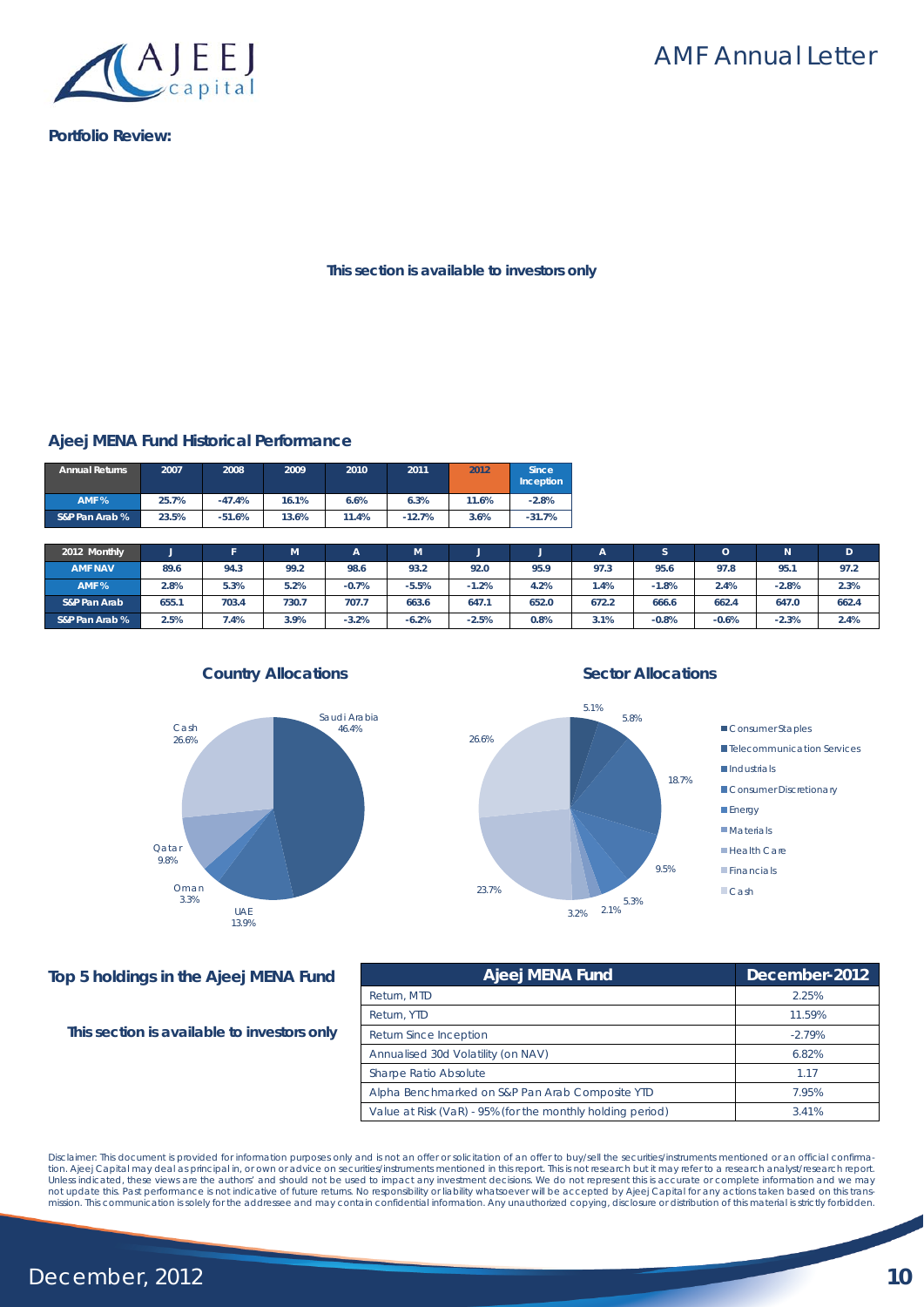# AMF Annual Letter

**Portfolio Review:**

**This section is available to investors only**

### Ajeej MENA Fund Historical Performance

| Annual Returns | 2007 | 2008 | 2009 | 2010 | 2011 | 2012 | Since Inception |
|---|---|---|---|---|---|---|---|
| AMF % | 25.7% | -47.4% | 16.1% | 6.6% | 6.3% | 11.6% | -2.8% |
| S&P Pan Arab % | 23.5% | -51.6% | 13.6% | 11.4% | -12.7% | 3.6% | -31.7% |

| 2012 Monthly | J | F | M | A | M | J | J | A | S | O | N | D |
|---|---|---|---|---|---|---|---|---|---|---|---|---|
| AMF NAV | 89.6 | 94.3 | 99.2 | 98.6 | 93.2 | 92.0 | 95.9 | 97.3 | 95.6 | 97.8 | 95.1 | 97.2 |
| AMF % | 2.8% | 5.3% | 5.2% | -0.7% | -5.5% | -1.2% | 4.2% | 1.4% | -1.8% | 2.4% | -2.8% | 2.3% |
| S&P Pan Arab | 655.1 | 703.4 | 730.7 | 707.7 | 663.6 | 647.1 | 652.0 | 672.2 | 666.6 | 662.4 | 647.0 | 662.4 |
| S&P Pan Arab % | 2.5% | 7.4% | 3.9% | -3.2% | -6.2% | -2.5% | 0.8% | 3.1% | -0.8% | -0.6% | -2.3% | 2.4% |

### Country Allocations

Saudi Arabia 46.4%
UAE 13.9%
Oman 3.3%
Qatar 9.8%
Cash 26.6%

### Sector Allocations

5.1%
5.8%
18.7%
9.5%
5.3%
2.1%
3.2%
23.7%
26.6%

Consumer Staples
Telecommunication Services
Industrials
Consumer Discretionary
Energy
Materials
Health Care
Financials
Cash

### Top 5 holdings in the Ajeej MENA Fund

**This section is available to investors only**

| Ajeej MENA Fund | December-2012 |
|---|---|
| Return, MTD | 2.25% |
| Return, YTD | 11.59% |
| Return Since Inception | -2.79% |
| Annualised 30d Volatility (on NAV) | 6.82% |
| Sharpe Ratio Absolute | 1.17 |
| Alpha Benchmarked on S&P Pan Arab Composite YTD | 7.95% |
| Value at Risk (VaR) - 95% (for the monthly holding period) | 3.41% |

Disclaimer: This document is provided for information purposes only and is not an offer or solicitation of an offer to buy/sell the securities/instruments mentioned or an official confirmation. Ajeej Capital may deal as principal in, or own or advice on securities/instruments mentioned in this report. This is not research but it may refer to a research analyst/research report. Unless indicated, these views are the authors' and should not be used to impact any investment decisions. We do not represent this is accurate or complete information and we may not update this. Past performance is not indicative of future returns. No responsibility or liability whatsoever will be accepted by Ajeej Capital for any actions taken based on this transmission. This communication is solely for the addressee and may contain confidential information. Any unauthorized copying, disclosure or distribution of this material is strictly forbidden.

December, 2012